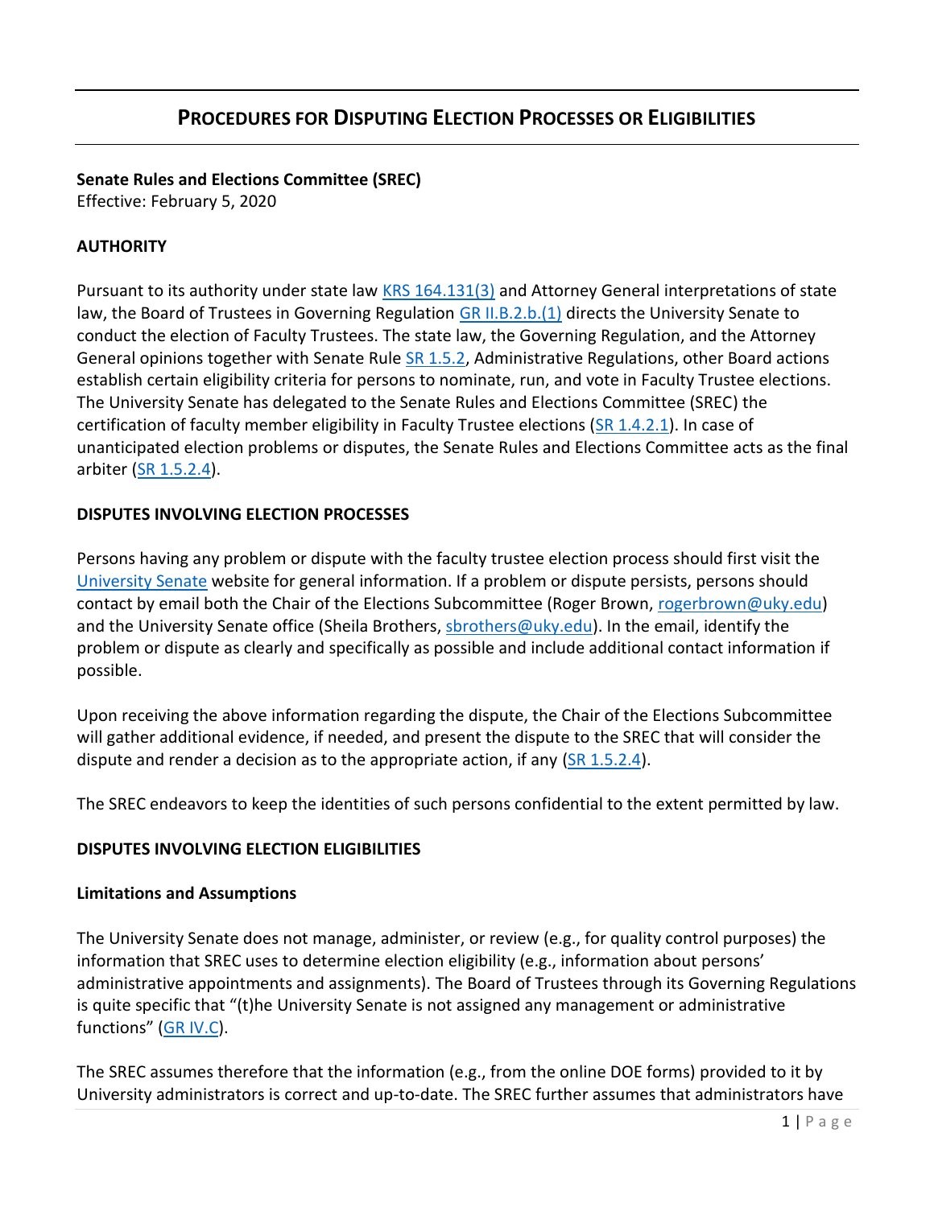# PROCEDURES FOR DISPUTING ELECTION PROCESSES OR ELIGIBILITIES

**Senate Rules and Elections Committee (SREC)**
Effective: February 5, 2020

**AUTHORITY**

Pursuant to its authority under state law KRS 164.131(3) and Attorney General interpretations of state law, the Board of Trustees in Governing Regulation GR II.B.2.b.(1) directs the University Senate to conduct the election of Faculty Trustees. The state law, the Governing Regulation, and the Attorney General opinions together with Senate Rule SR 1.5.2, Administrative Regulations, other Board actions establish certain eligibility criteria for persons to nominate, run, and vote in Faculty Trustee elections. The University Senate has delegated to the Senate Rules and Elections Committee (SREC) the certification of faculty member eligibility in Faculty Trustee elections (SR 1.4.2.1). In case of unanticipated election problems or disputes, the Senate Rules and Elections Committee acts as the final arbiter (SR 1.5.2.4).

**DISPUTES INVOLVING ELECTION PROCESSES**

Persons having any problem or dispute with the faculty trustee election process should first visit the University Senate website for general information. If a problem or dispute persists, persons should contact by email both the Chair of the Elections Subcommittee (Roger Brown, rogerbrown@uky.edu) and the University Senate office (Sheila Brothers, sbrothers@uky.edu). In the email, identify the problem or dispute as clearly and specifically as possible and include additional contact information if possible.

Upon receiving the above information regarding the dispute, the Chair of the Elections Subcommittee will gather additional evidence, if needed, and present the dispute to the SREC that will consider the dispute and render a decision as to the appropriate action, if any (SR 1.5.2.4).

The SREC endeavors to keep the identities of such persons confidential to the extent permitted by law.

**DISPUTES INVOLVING ELECTION ELIGIBILITIES**

**Limitations and Assumptions**

The University Senate does not manage, administer, or review (e.g., for quality control purposes) the information that SREC uses to determine election eligibility (e.g., information about persons' administrative appointments and assignments). The Board of Trustees through its Governing Regulations is quite specific that "(t)he University Senate is not assigned any management or administrative functions" (GR IV.C).

The SREC assumes therefore that the information (e.g., from the online DOE forms) provided to it by University administrators is correct and up-to-date. The SREC further assumes that administrators have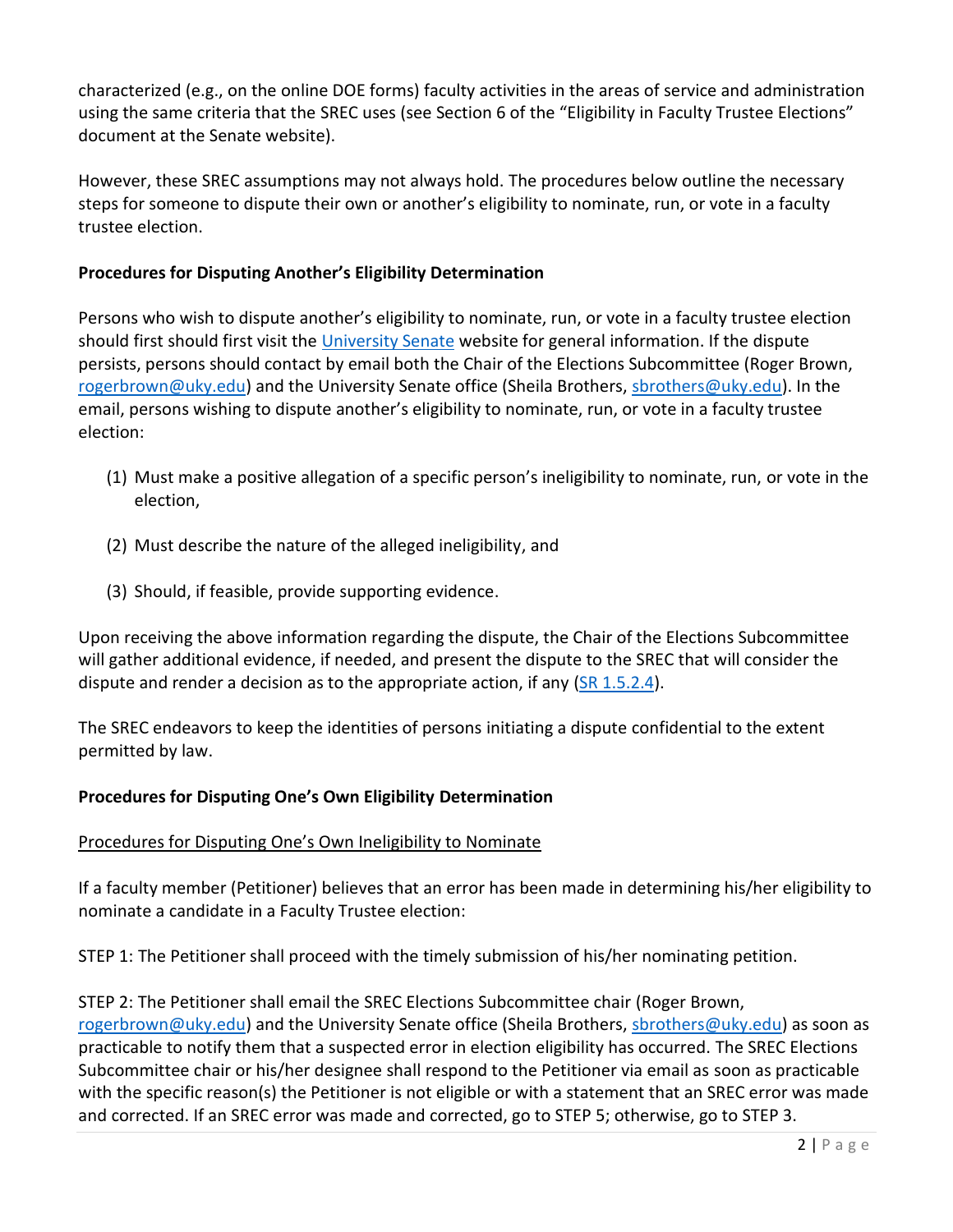characterized (e.g., on the online DOE forms) faculty activities in the areas of service and administration using the same criteria that the SREC uses (see Section 6 of the "Eligibility in Faculty Trustee Elections" document at the Senate website).

However, these SREC assumptions may not always hold. The procedures below outline the necessary steps for someone to dispute their own or another's eligibility to nominate, run, or vote in a faculty trustee election.

**Procedures for Disputing Another's Eligibility Determination**

Persons who wish to dispute another's eligibility to nominate, run, or vote in a faculty trustee election should first should first visit the [University Senate]() website for general information. If the dispute persists, persons should contact by email both the Chair of the Elections Subcommittee (Roger Brown, rogerbrown@uky.edu) and the University Senate office (Sheila Brothers, sbrothers@uky.edu). In the email, persons wishing to dispute another's eligibility to nominate, run, or vote in a faculty trustee election:

(1) Must make a positive allegation of a specific person's ineligibility to nominate, run, or vote in the election,

(2) Must describe the nature of the alleged ineligibility, and

(3) Should, if feasible, provide supporting evidence.

Upon receiving the above information regarding the dispute, the Chair of the Elections Subcommittee will gather additional evidence, if needed, and present the dispute to the SREC that will consider the dispute and render a decision as to the appropriate action, if any ([SR 1.5.2.4]()).

The SREC endeavors to keep the identities of persons initiating a dispute confidential to the extent permitted by law.

**Procedures for Disputing One's Own Eligibility Determination**

Procedures for Disputing One's Own Ineligibility to Nominate

If a faculty member (Petitioner) believes that an error has been made in determining his/her eligibility to nominate a candidate in a Faculty Trustee election:

STEP 1: The Petitioner shall proceed with the timely submission of his/her nominating petition.

STEP 2: The Petitioner shall email the SREC Elections Subcommittee chair (Roger Brown, rogerbrown@uky.edu) and the University Senate office (Sheila Brothers, sbrothers@uky.edu) as soon as practicable to notify them that a suspected error in election eligibility has occurred. The SREC Elections Subcommittee chair or his/her designee shall respond to the Petitioner via email as soon as practicable with the specific reason(s) the Petitioner is not eligible or with a statement that an SREC error was made and corrected. If an SREC error was made and corrected, go to STEP 5; otherwise, go to STEP 3.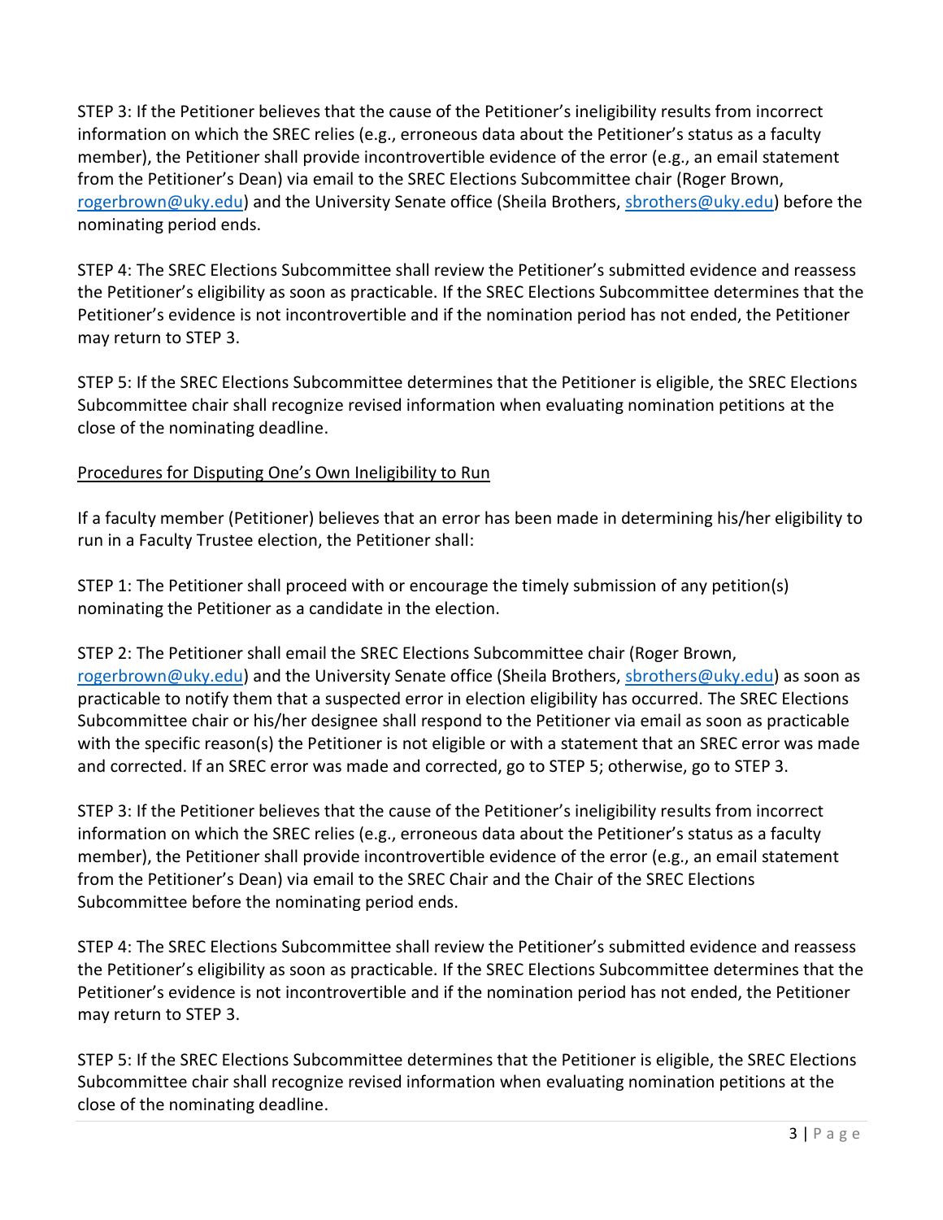STEP 3: If the Petitioner believes that the cause of the Petitioner's ineligibility results from incorrect information on which the SREC relies (e.g., erroneous data about the Petitioner's status as a faculty member), the Petitioner shall provide incontrovertible evidence of the error (e.g., an email statement from the Petitioner's Dean) via email to the SREC Elections Subcommittee chair (Roger Brown, [rogerbrown@uky.edu](mailto:rogerbrown@uky.edu)) and the University Senate office (Sheila Brothers, [sbrothers@uky.edu](mailto:sbrothers@uky.edu)) before the nominating period ends.

STEP 4: The SREC Elections Subcommittee shall review the Petitioner's submitted evidence and reassess the Petitioner's eligibility as soon as practicable. If the SREC Elections Subcommittee determines that the Petitioner's evidence is not incontrovertible and if the nomination period has not ended, the Petitioner may return to STEP 3.

STEP 5: If the SREC Elections Subcommittee determines that the Petitioner is eligible, the SREC Elections Subcommittee chair shall recognize revised information when evaluating nomination petitions at the close of the nominating deadline.

<u>Procedures for Disputing One's Own Ineligibility to Run</u>

If a faculty member (Petitioner) believes that an error has been made in determining his/her eligibility to run in a Faculty Trustee election, the Petitioner shall:

STEP 1: The Petitioner shall proceed with or encourage the timely submission of any petition(s) nominating the Petitioner as a candidate in the election.

STEP 2: The Petitioner shall email the SREC Elections Subcommittee chair (Roger Brown, [rogerbrown@uky.edu](mailto:rogerbrown@uky.edu)) and the University Senate office (Sheila Brothers, [sbrothers@uky.edu](mailto:sbrothers@uky.edu)) as soon as practicable to notify them that a suspected error in election eligibility has occurred. The SREC Elections Subcommittee chair or his/her designee shall respond to the Petitioner via email as soon as practicable with the specific reason(s) the Petitioner is not eligible or with a statement that an SREC error was made and corrected. If an SREC error was made and corrected, go to STEP 5; otherwise, go to STEP 3.

STEP 3: If the Petitioner believes that the cause of the Petitioner's ineligibility results from incorrect information on which the SREC relies (e.g., erroneous data about the Petitioner's status as a faculty member), the Petitioner shall provide incontrovertible evidence of the error (e.g., an email statement from the Petitioner's Dean) via email to the SREC Chair and the Chair of the SREC Elections Subcommittee before the nominating period ends.

STEP 4: The SREC Elections Subcommittee shall review the Petitioner's submitted evidence and reassess the Petitioner's eligibility as soon as practicable. If the SREC Elections Subcommittee determines that the Petitioner's evidence is not incontrovertible and if the nomination period has not ended, the Petitioner may return to STEP 3.

STEP 5: If the SREC Elections Subcommittee determines that the Petitioner is eligible, the SREC Elections Subcommittee chair shall recognize revised information when evaluating nomination petitions at the close of the nominating deadline.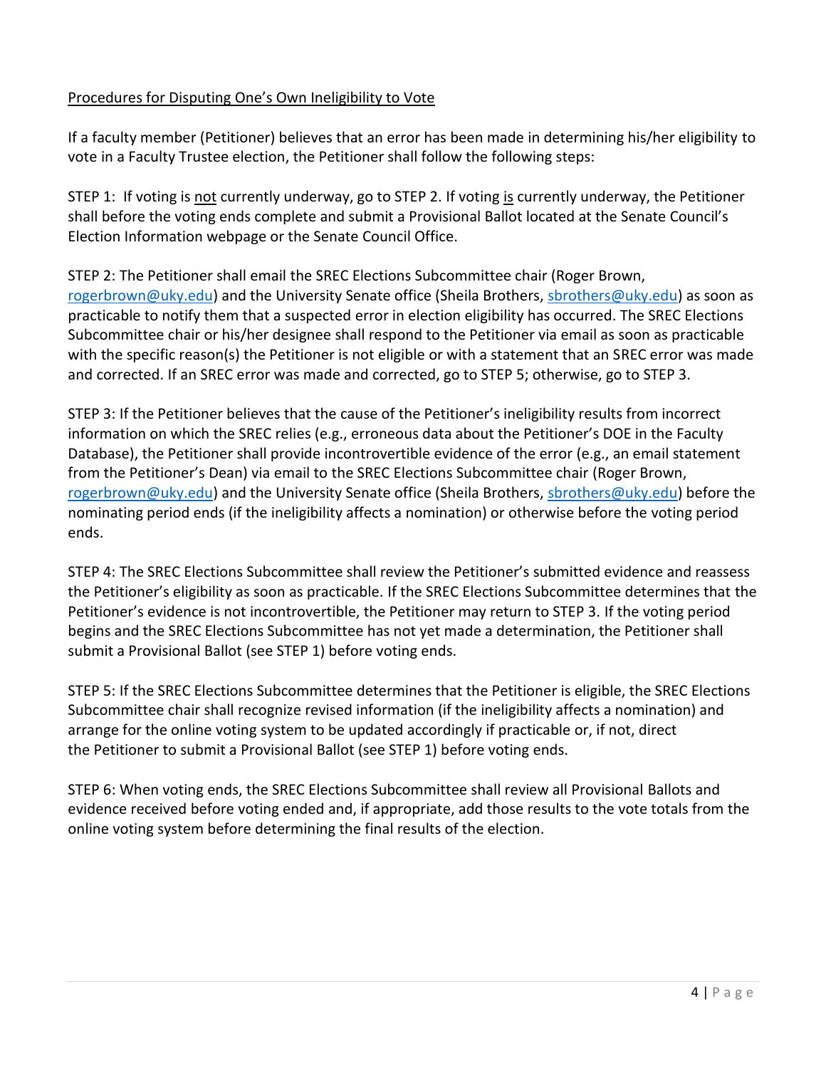<u>Procedures for Disputing One's Own Ineligibility to Vote</u>

If a faculty member (Petitioner) believes that an error has been made in determining his/her eligibility to vote in a Faculty Trustee election, the Petitioner shall follow the following steps:

STEP 1: If voting is <u>not</u> currently underway, go to STEP 2. If voting <u>is</u> currently underway, the Petitioner shall before the voting ends complete and submit a Provisional Ballot located at the Senate Council's Election Information webpage or the Senate Council Office.

STEP 2: The Petitioner shall email the SREC Elections Subcommittee chair (Roger Brown, rogerbrown@uky.edu) and the University Senate office (Sheila Brothers, sbrothers@uky.edu) as soon as practicable to notify them that a suspected error in election eligibility has occurred. The SREC Elections Subcommittee chair or his/her designee shall respond to the Petitioner via email as soon as practicable with the specific reason(s) the Petitioner is not eligible or with a statement that an SREC error was made and corrected. If an SREC error was made and corrected, go to STEP 5; otherwise, go to STEP 3.

STEP 3: If the Petitioner believes that the cause of the Petitioner's ineligibility results from incorrect information on which the SREC relies (e.g., erroneous data about the Petitioner's DOE in the Faculty Database), the Petitioner shall provide incontrovertible evidence of the error (e.g., an email statement from the Petitioner's Dean) via email to the SREC Elections Subcommittee chair (Roger Brown, rogerbrown@uky.edu) and the University Senate office (Sheila Brothers, sbrothers@uky.edu) before the nominating period ends (if the ineligibility affects a nomination) or otherwise before the voting period ends.

STEP 4: The SREC Elections Subcommittee shall review the Petitioner's submitted evidence and reassess the Petitioner's eligibility as soon as practicable. If the SREC Elections Subcommittee determines that the Petitioner's evidence is not incontrovertible, the Petitioner may return to STEP 3. If the voting period begins and the SREC Elections Subcommittee has not yet made a determination, the Petitioner shall submit a Provisional Ballot (see STEP 1) before voting ends.

STEP 5: If the SREC Elections Subcommittee determines that the Petitioner is eligible, the SREC Elections Subcommittee chair shall recognize revised information (if the ineligibility affects a nomination) and arrange for the online voting system to be updated accordingly if practicable or, if not, direct the Petitioner to submit a Provisional Ballot (see STEP 1) before voting ends.

STEP 6: When voting ends, the SREC Elections Subcommittee shall review all Provisional Ballots and evidence received before voting ended and, if appropriate, add those results to the vote totals from the online voting system before determining the final results of the election.